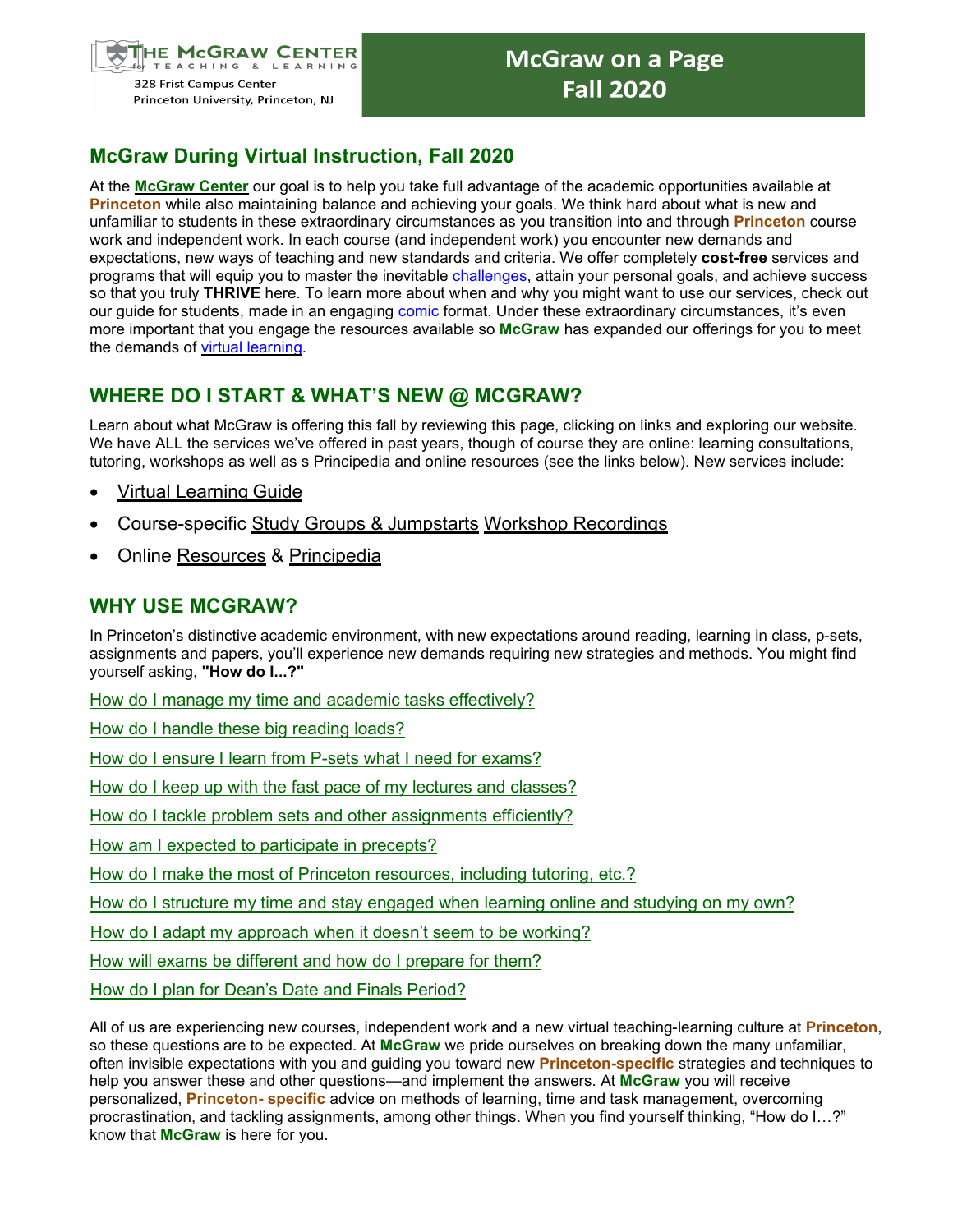THE McGRAW CENTER for TEACHING & LEARNING
328 Frist Campus Center
Princeton University, Princeton, NJ

# McGraw on a Page
# Fall 2020

## McGraw During Virtual Instruction, Fall 2020

At the **McGraw Center** our goal is to help you take full advantage of the academic opportunities available at **Princeton** while also maintaining balance and achieving your goals. We think hard about what is new and unfamiliar to students in these extraordinary circumstances as you transition into and through **Princeton** course work and independent work. In each course (and independent work) you encounter new demands and expectations, new ways of teaching and new standards and criteria. We offer completely **cost-free** services and programs that will equip you to master the inevitable challenges, attain your personal goals, and achieve success so that you truly **THRIVE** here. To learn more about when and why you might want to use our services, check out our guide for students, made in an engaging comic format. Under these extraordinary circumstances, it's even more important that you engage the resources available so **McGraw** has expanded our offerings for you to meet the demands of virtual learning.

## WHERE DO I START & WHAT'S NEW @ MCGRAW?

Learn about what McGraw is offering this fall by reviewing this page, clicking on links and exploring our website. We have ALL the services we've offered in past years, though of course they are online: learning consultations, tutoring, workshops as well as s Principedia and online resources (see the links below). New services include:

- Virtual Learning Guide
- Course-specific Study Groups & Jumpstarts Workshop Recordings
- Online Resources & Principedia

## WHY USE MCGRAW?

In Princeton's distinctive academic environment, with new expectations around reading, learning in class, p-sets, assignments and papers, you'll experience new demands requiring new strategies and methods. You might find yourself asking, **"How do I...?"**

How do I manage my time and academic tasks effectively?

How do I handle these big reading loads?

How do I ensure I learn from P-sets what I need for exams?

How do I keep up with the fast pace of my lectures and classes?

How do I tackle problem sets and other assignments efficiently?

How am I expected to participate in precepts?

How do I make the most of Princeton resources, including tutoring, etc.?

How do I structure my time and stay engaged when learning online and studying on my own?

How do I adapt my approach when it doesn't seem to be working?

How will exams be different and how do I prepare for them?

How do I plan for Dean's Date and Finals Period?

All of us are experiencing new courses, independent work and a new virtual teaching-learning culture at **Princeton**, so these questions are to be expected. At **McGraw** we pride ourselves on breaking down the many unfamiliar, often invisible expectations with you and guiding you toward new **Princeton-specific** strategies and techniques to help you answer these and other questions—and implement the answers. At **McGraw** you will receive personalized, **Princeton- specific** advice on methods of learning, time and task management, overcoming procrastination, and tackling assignments, among other things. When you find yourself thinking, "How do I…?" know that **McGraw** is here for you.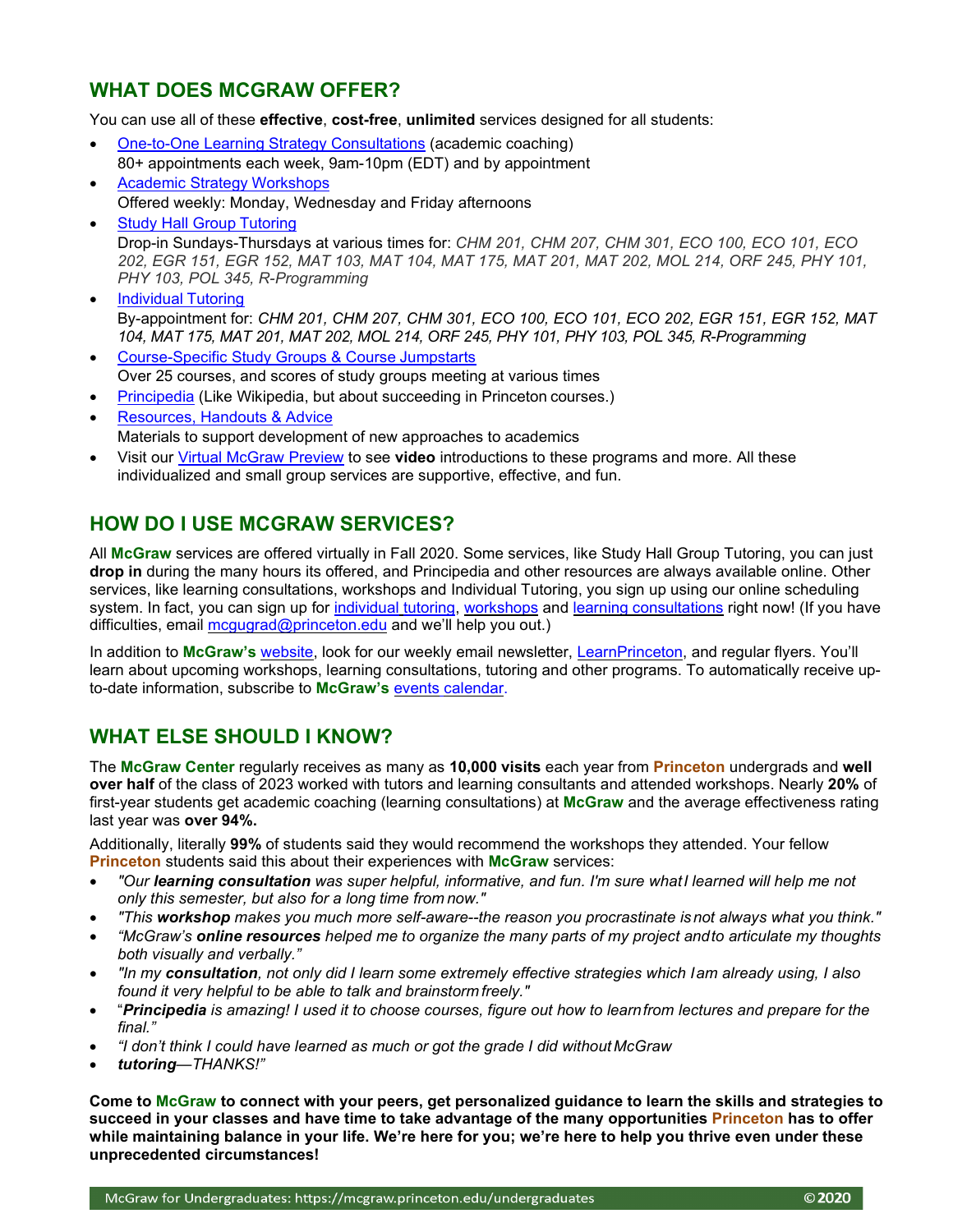## WHAT DOES MCGRAW OFFER?

You can use all of these **effective**, **cost-free**, **unlimited** services designed for all students:

- One-to-One Learning Strategy Consultations (academic coaching)
  80+ appointments each week, 9am-10pm (EDT) and by appointment
- Academic Strategy Workshops
  Offered weekly: Monday, Wednesday and Friday afternoons
- Study Hall Group Tutoring
  Drop-in Sundays-Thursdays at various times for: *CHM 201, CHM 207, CHM 301, ECO 100, ECO 101, ECO 202, EGR 151, EGR 152, MAT 103, MAT 104, MAT 175, MAT 201, MAT 202, MOL 214, ORF 245, PHY 101, PHY 103, POL 345, R-Programming*
- Individual Tutoring
  By-appointment for: *CHM 201, CHM 207, CHM 301, ECO 100, ECO 101, ECO 202, EGR 151, EGR 152, MAT 104, MAT 175, MAT 201, MAT 202, MOL 214, ORF 245, PHY 101, PHY 103, POL 345, R-Programming*
- Course-Specific Study Groups & Course Jumpstarts
  Over 25 courses, and scores of study groups meeting at various times
- Principedia (Like Wikipedia, but about succeeding in Princeton courses.)
- Resources, Handouts & Advice
  Materials to support development of new approaches to academics
- Visit our Virtual McGraw Preview to see **video** introductions to these programs and more. All these individualized and small group services are supportive, effective, and fun.

## HOW DO I USE MCGRAW SERVICES?

All **McGraw** services are offered virtually in Fall 2020. Some services, like Study Hall Group Tutoring, you can just **drop in** during the many hours its offered, and Principedia and other resources are always available online. Other services, like learning consultations, workshops and Individual Tutoring, you sign up using our online scheduling system. In fact, you can sign up for individual tutoring, workshops and learning consultations right now! (If you have difficulties, email mcgugrad@princeton.edu and we'll help you out.)

In addition to **McGraw's** website, look for our weekly email newsletter, LearnPrinceton, and regular flyers. You'll learn about upcoming workshops, learning consultations, tutoring and other programs. To automatically receive up-to-date information, subscribe to **McGraw's** events calendar.

## WHAT ELSE SHOULD I KNOW?

The **McGraw Center** regularly receives as many as **10,000 visits** each year from **Princeton** undergrads and **well over half** of the class of 2023 worked with tutors and learning consultants and attended workshops. Nearly **20%** of first-year students get academic coaching (learning consultations) at **McGraw** and the average effectiveness rating last year was **over 94%.**

Additionally, literally **99%** of students said they would recommend the workshops they attended. Your fellow **Princeton** students said this about their experiences with **McGraw** services:

- *"Our **learning consultation** was super helpful, informative, and fun. I'm sure what I learned will help me not only this semester, but also for a long time from now."*
- *"This **workshop** makes you much more self-aware--the reason you procrastinate is not always what you think."*
- *"McGraw's **online resources** helped me to organize the many parts of my project and to articulate my thoughts both visually and verbally."*
- *"In my **consultation**, not only did I learn some extremely effective strategies which I am already using, I also found it very helpful to be able to talk and brainstorm freely."*
- "***Principedia** is amazing! I used it to choose courses, figure out how to learn from lectures and prepare for the final."*
- *"I don't think I could have learned as much or got the grade I did without McGraw*
- ***tutoring**—THANKS!"*

**Come to McGraw to connect with your peers, get personalized guidance to learn the skills and strategies to succeed in your classes and have time to take advantage of the many opportunities Princeton has to offer while maintaining balance in your life. We're here for you; we're here to help you thrive even under these unprecedented circumstances!**